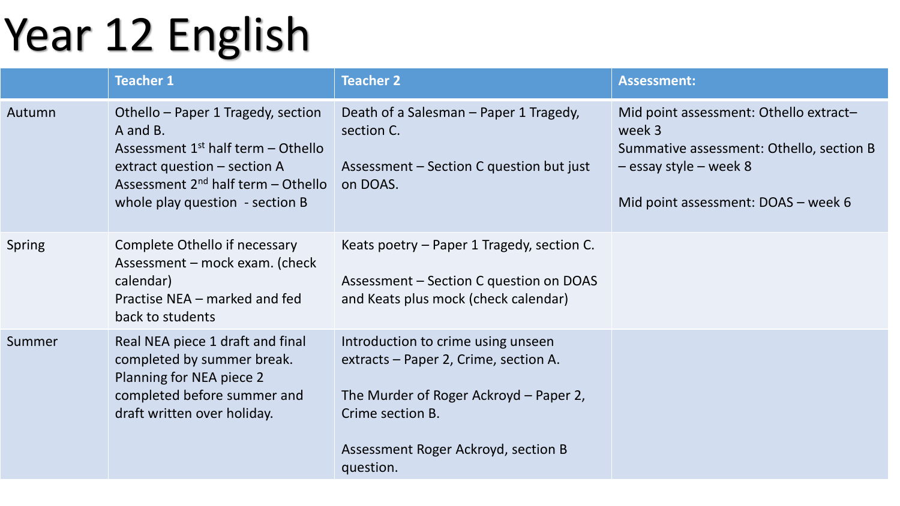# Year 12 English

| | Teacher 1 | Teacher 2 | Assessment: |
|---|---|---|---|
| Autumn | Othello – Paper 1 Tragedy, section A and B.<br>Assessment 1st half term – Othello extract question – section A<br>Assessment 2nd half term – Othello whole play question - section B | Death of a Salesman – Paper 1 Tragedy, section C.<br><br>Assessment – Section C question but just on DOAS. | Mid point assessment: Othello extract– week 3<br>Summative assessment: Othello, section B – essay style – week 8<br><br>Mid point assessment: DOAS – week 6 |
| Spring | Complete Othello if necessary<br>Assessment – mock exam. (check calendar)<br>Practise NEA – marked and fed back to students | Keats poetry – Paper 1 Tragedy, section C.<br><br>Assessment – Section C question on DOAS and Keats plus mock (check calendar) | |
| Summer | Real NEA piece 1 draft and final completed by summer break.<br>Planning for NEA piece 2 completed before summer and draft written over holiday. | Introduction to crime using unseen extracts – Paper 2, Crime, section A.<br><br>The Murder of Roger Ackroyd – Paper 2, Crime section B.<br><br>Assessment Roger Ackroyd, section B question. | |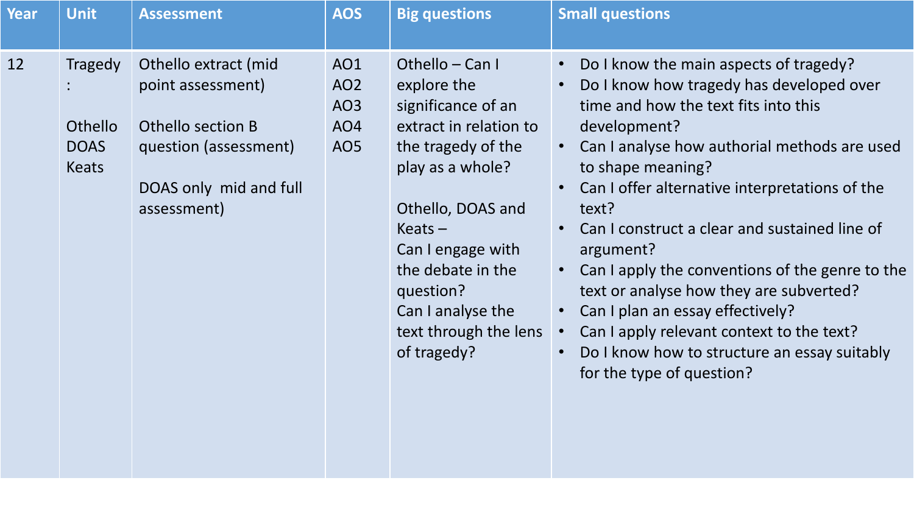| Year | Unit | Assessment | AOS | Big questions | Small questions |
|---|---|---|---|---|---|
| 12 | Tragedy :<br><br>Othello<br>DOAS<br>Keats | Othello extract (mid point assessment)<br><br>Othello section B question (assessment)<br><br>DOAS only mid and full assessment) | AO1<br>AO2<br>AO3<br>AO4<br>AO5 | Othello – Can I explore the significance of an extract in relation to the tragedy of the play as a whole?<br><br>Othello, DOAS and Keats –<br>Can I engage with the debate in the question?<br>Can I analyse the text through the lens of tragedy? | • Do I know the main aspects of tragedy?<br>• Do I know how tragedy has developed over time and how the text fits into this development?<br>• Can I analyse how authorial methods are used to shape meaning?<br>• Can I offer alternative interpretations of the text?<br>• Can I construct a clear and sustained line of argument?<br>• Can I apply the conventions of the genre to the text or analyse how they are subverted?<br>• Can I plan an essay effectively?<br>• Can I apply relevant context to the text?<br>• Do I know how to structure an essay suitably for the type of question? |